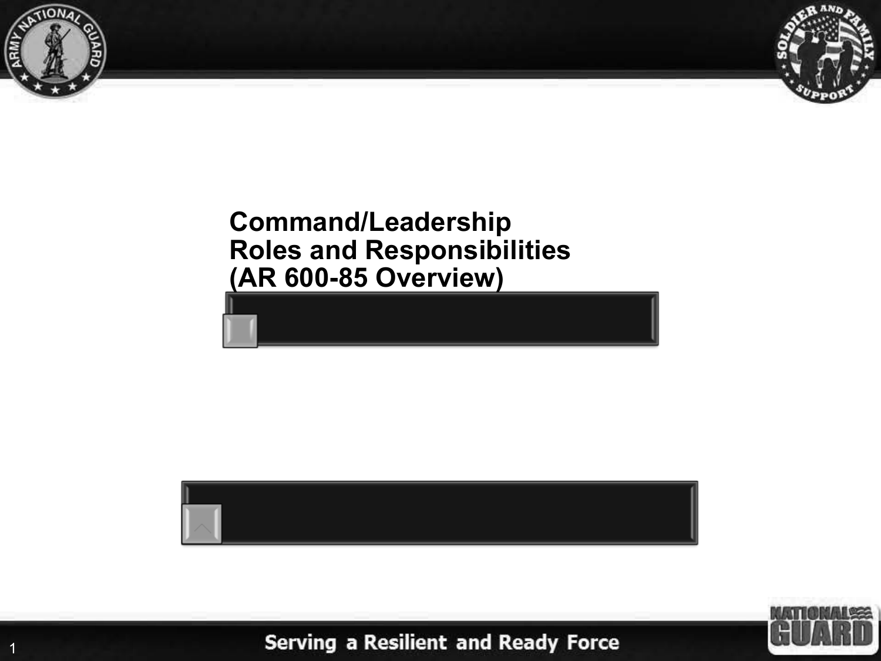# Command/Leadership Roles and Responsibilities (AR 600-85 Overview)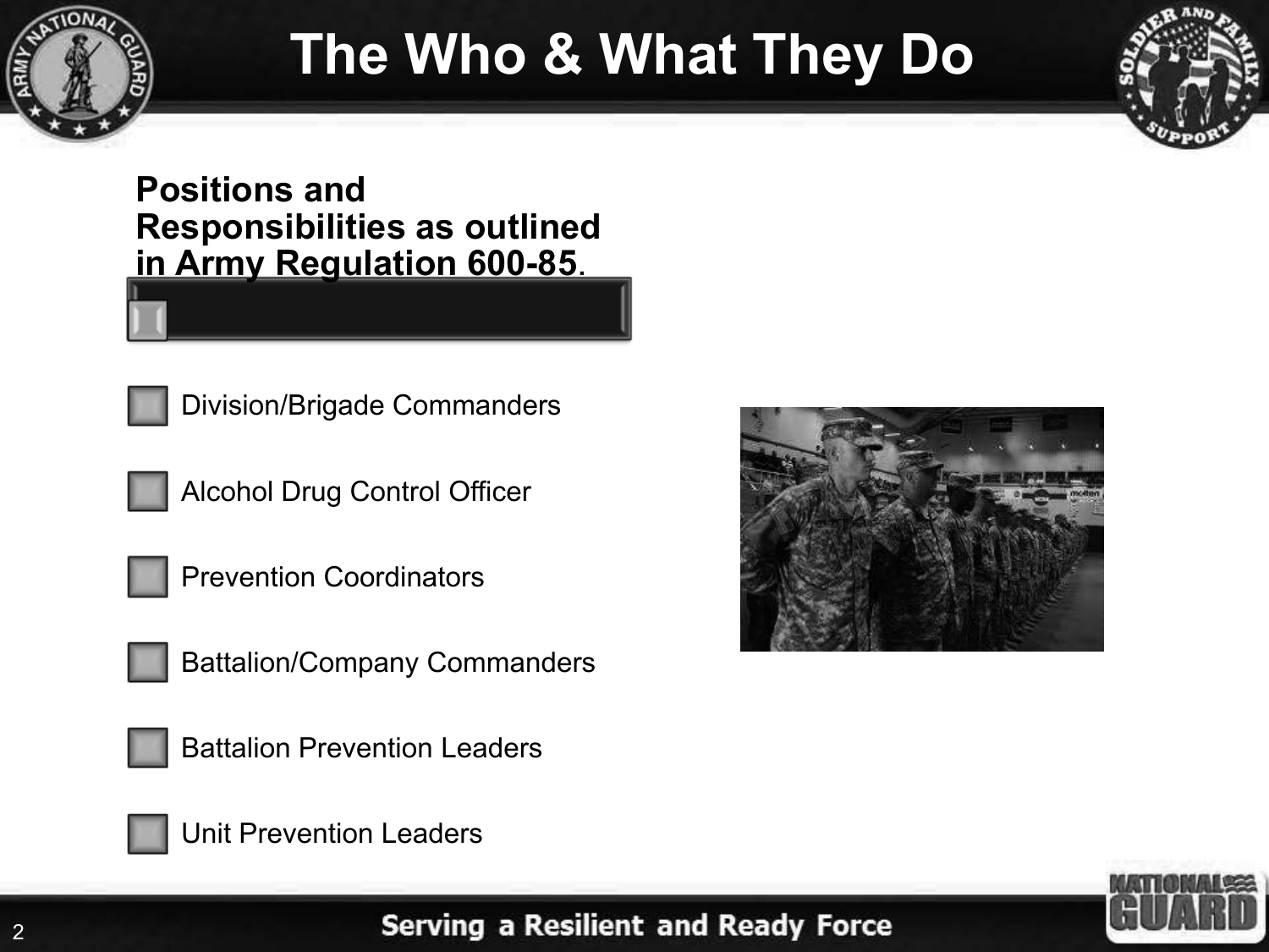# The Who & What They Do

**Positions and Responsibilities as outlined in Army Regulation 600-85.**

- Division/Brigade Commanders
- Alcohol Drug Control Officer
- Prevention Coordinators
- Battalion/Company Commanders
- Battalion Prevention Leaders
- Unit Prevention Leaders

Serving a Resilient and Ready Force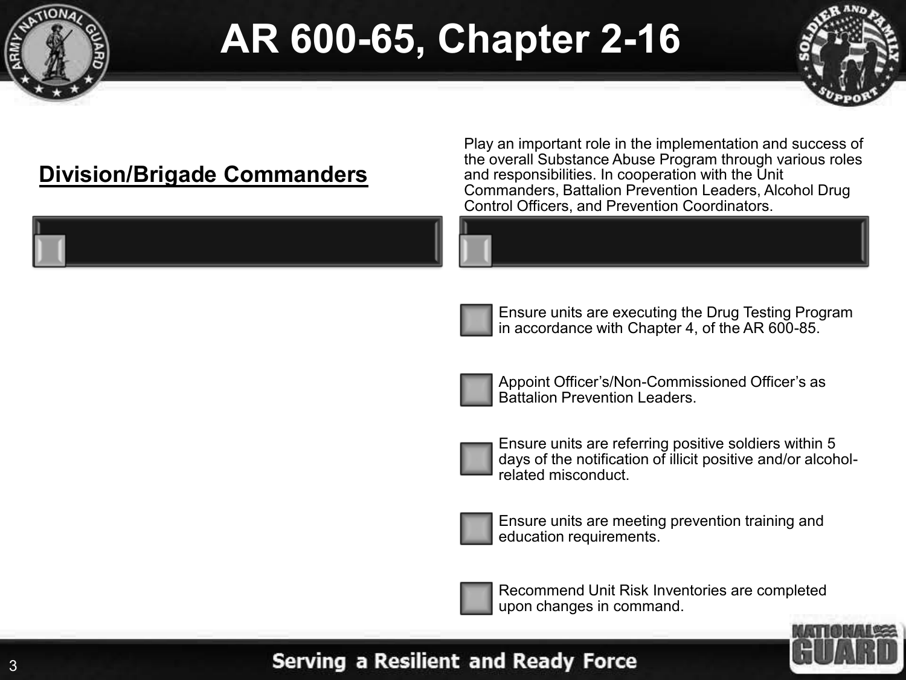# AR 600-65, Chapter 2-16

## Division/Brigade Commanders

Play an important role in the implementation and success of the overall Substance Abuse Program through various roles and responsibilities. In cooperation with the Unit Commanders, Battalion Prevention Leaders, Alcohol Drug Control Officers, and Prevention Coordinators.

- Ensure units are executing the Drug Testing Program in accordance with Chapter 4, of the AR 600-85.
- Appoint Officer's/Non-Commissioned Officer's as Battalion Prevention Leaders.
- Ensure units are referring positive soldiers within 5 days of the notification of illicit positive and/or alcohol-related misconduct.
- Ensure units are meeting prevention training and education requirements.
- Recommend Unit Risk Inventories are completed upon changes in command.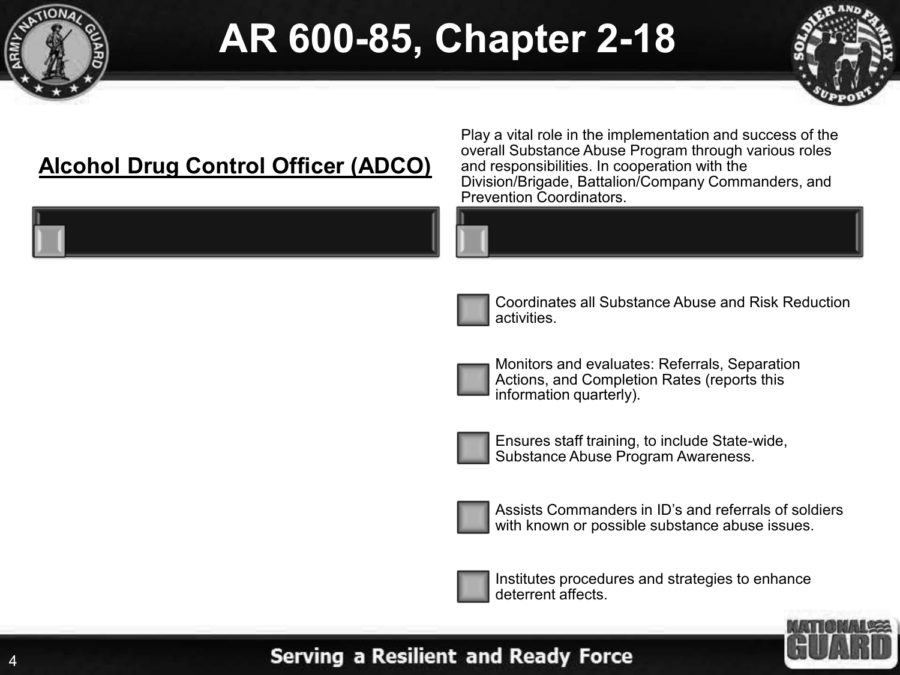# AR 600-85, Chapter 2-18

## Alcohol Drug Control Officer (ADCO)

Play a vital role in the implementation and success of the overall Substance Abuse Program through various roles and responsibilities. In cooperation with the Division/Brigade, Battalion/Company Commanders, and Prevention Coordinators.

- Coordinates all Substance Abuse and Risk Reduction activities.
- Monitors and evaluates: Referrals, Separation Actions, and Completion Rates (reports this information quarterly).
- Ensures staff training, to include State-wide, Substance Abuse Program Awareness.
- Assists Commanders in ID's and referrals of soldiers with known or possible substance abuse issues.
- Institutes procedures and strategies to enhance deterrent affects.

Serving a Resilient and Ready Force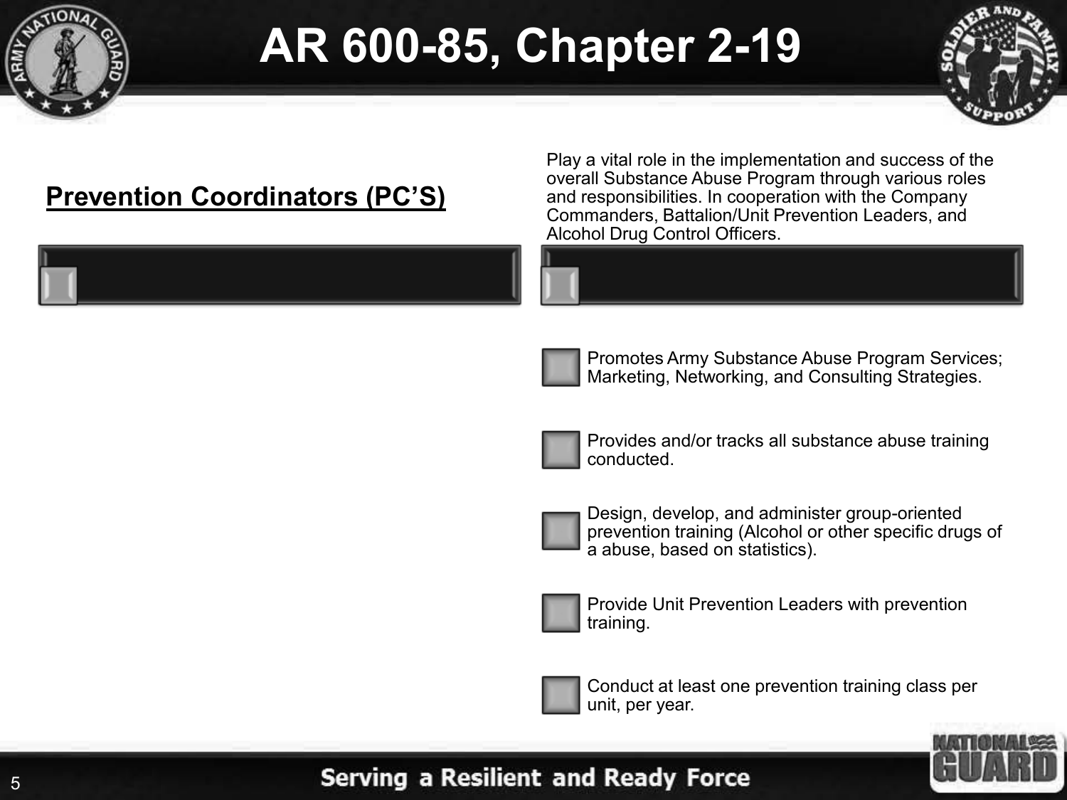# AR 600-85, Chapter 2-19

**Prevention Coordinators (PC'S)**

Play a vital role in the implementation and success of the overall Substance Abuse Program through various roles and responsibilities. In cooperation with the Company Commanders, Battalion/Unit Prevention Leaders, and Alcohol Drug Control Officers.

- Promotes Army Substance Abuse Program Services; Marketing, Networking, and Consulting Strategies.
- Provides and/or tracks all substance abuse training conducted.
- Design, develop, and administer group-oriented prevention training (Alcohol or other specific drugs of a abuse, based on statistics).
- Provide Unit Prevention Leaders with prevention training.
- Conduct at least one prevention training class per unit, per year.

Serving a Resilient and Ready Force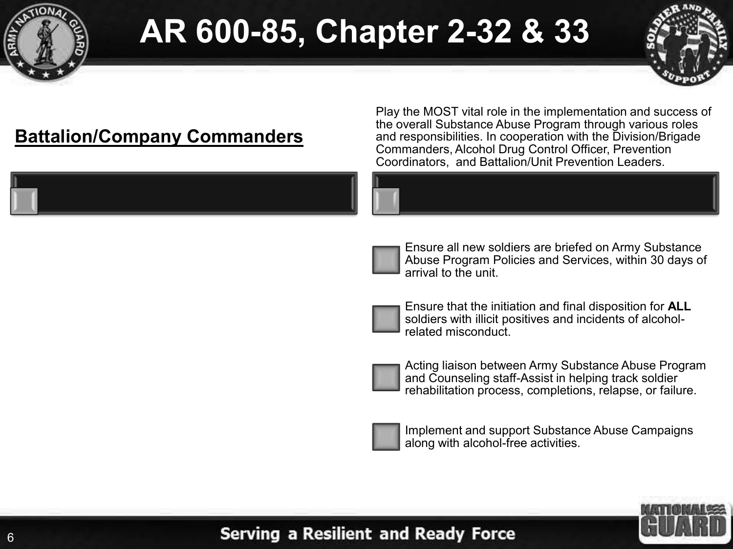# AR 600-85, Chapter 2-32 & 33

## Battalion/Company Commanders

Play the MOST vital role in the implementation and success of the overall Substance Abuse Program through various roles and responsibilities. In cooperation with the Division/Brigade Commanders, Alcohol Drug Control Officer, Prevention Coordinators, and Battalion/Unit Prevention Leaders.

- Ensure all new soldiers are briefed on Army Substance Abuse Program Policies and Services, within 30 days of arrival to the unit.
- Ensure that the initiation and final disposition for **ALL** soldiers with illicit positives and incidents of alcohol-related misconduct.
- Acting liaison between Army Substance Abuse Program and Counseling staff-Assist in helping track soldier rehabilitation process, completions, relapse, or failure.
- Implement and support Substance Abuse Campaigns along with alcohol-free activities.

Serving a Resilient and Ready Force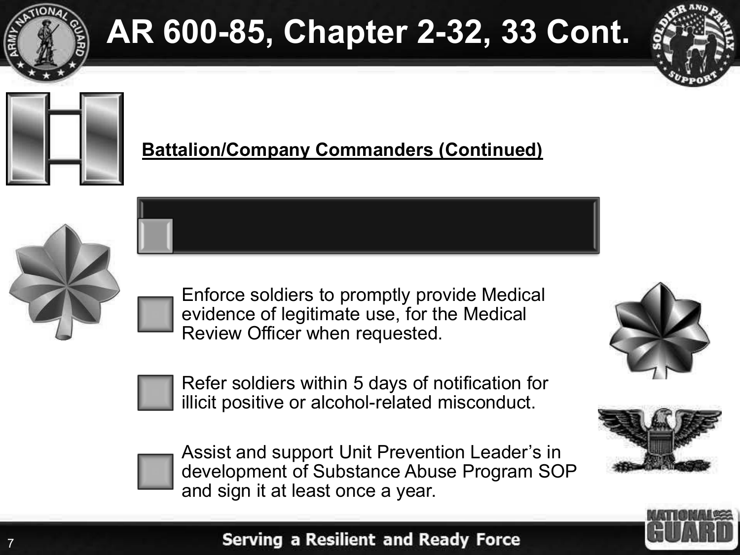# AR 600-85, Chapter 2-32, 33 Cont.

**Battalion/Company Commanders (Continued)**

- Enforce soldiers to promptly provide Medical evidence of legitimate use, for the Medical Review Officer when requested.
- Refer soldiers within 5 days of notification for illicit positive or alcohol-related misconduct.
- Assist and support Unit Prevention Leader's in development of Substance Abuse Program SOP and sign it at least once a year.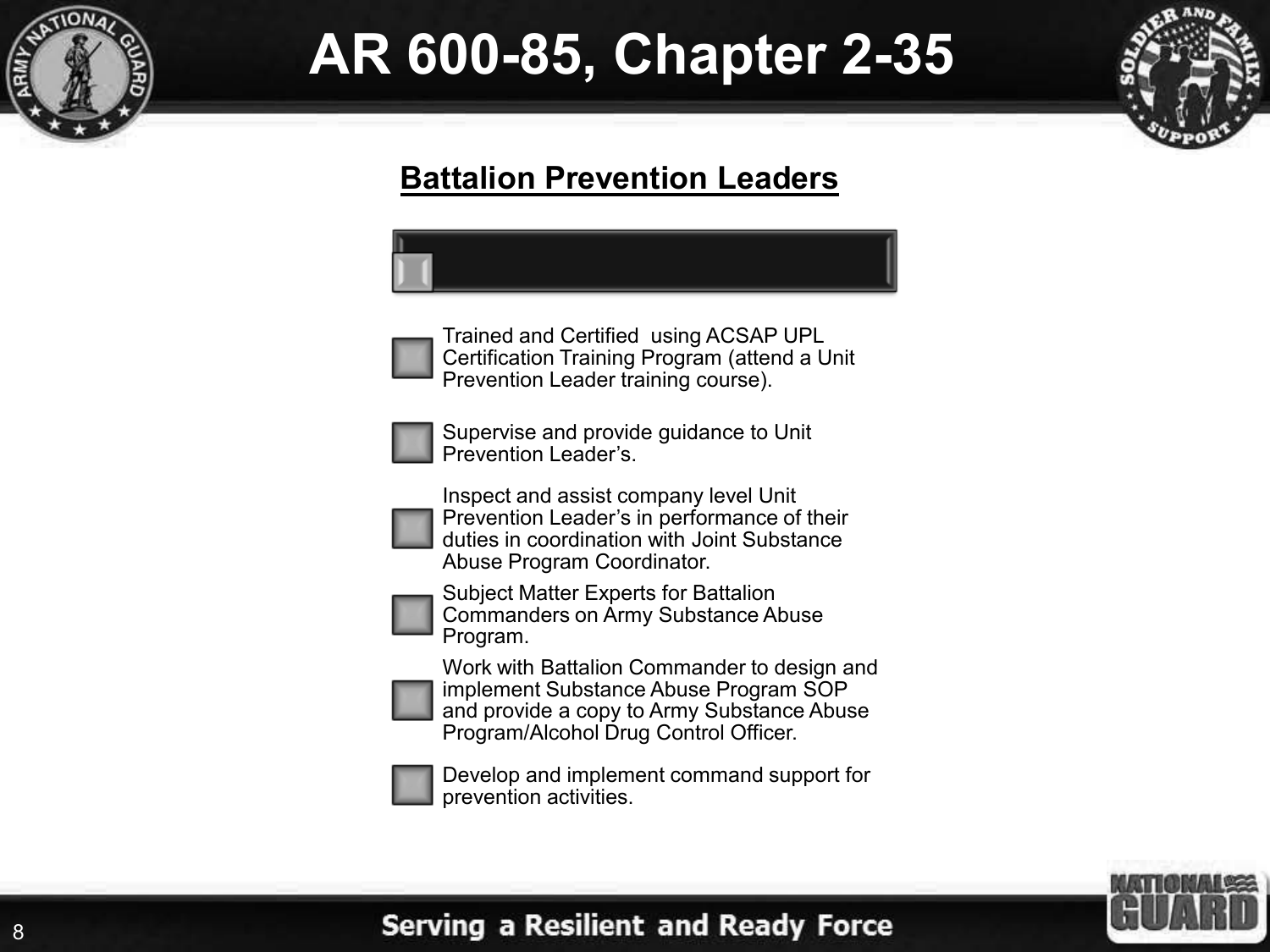# AR 600-85, Chapter 2-35

## Battalion Prevention Leaders

- Trained and Certified  using ACSAP UPL Certification Training Program (attend a Unit Prevention Leader training course).
- Supervise and provide guidance to Unit Prevention Leader's.
- Inspect and assist company level Unit Prevention Leader's in performance of their duties in coordination with Joint Substance Abuse Program Coordinator.
- Subject Matter Experts for Battalion Commanders on Army Substance Abuse Program.
- Work with Battalion Commander to design and implement Substance Abuse Program SOP and provide a copy to Army Substance Abuse Program/Alcohol Drug Control Officer.
- Develop and implement command support for prevention activities.

Serving a Resilient and Ready Force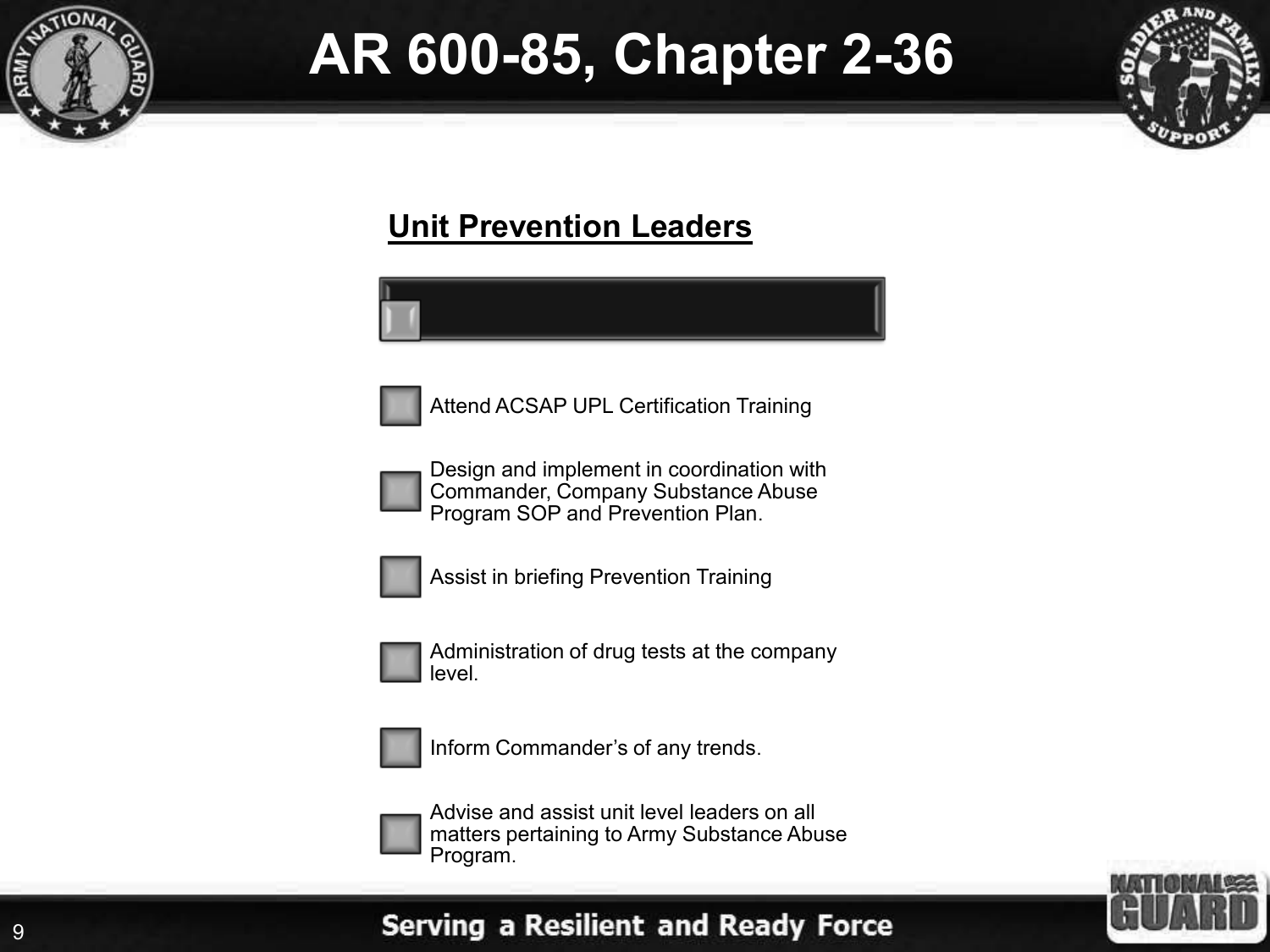# AR 600-85, Chapter 2-36

## Unit Prevention Leaders

- Attend ACSAP UPL Certification Training
- Design and implement in coordination with Commander, Company Substance Abuse Program SOP and Prevention Plan.
- Assist in briefing Prevention Training
- Administration of drug tests at the company level.
- Inform Commander's of any trends.
- Advise and assist unit level leaders on all matters pertaining to Army Substance Abuse Program.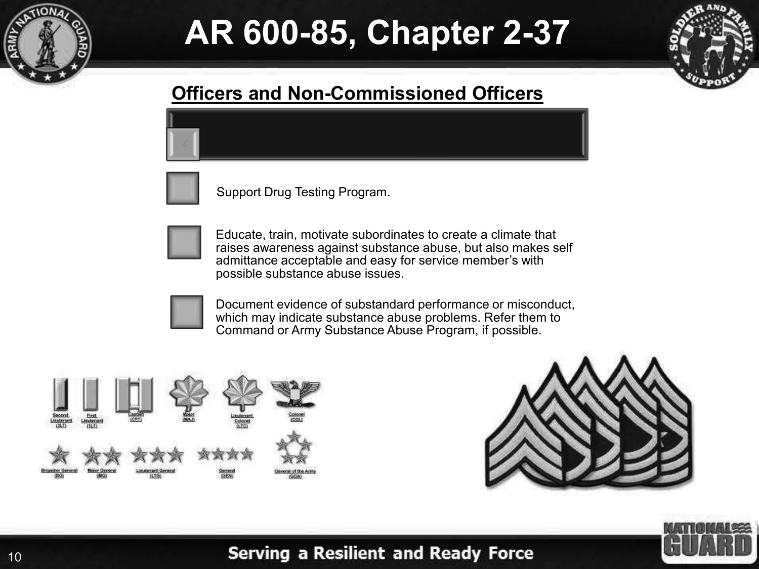# AR 600-85, Chapter 2-37

## Officers and Non-Commissioned Officers

- Support Drug Testing Program.
- Educate, train, motivate subordinates to create a climate that raises awareness against substance abuse, but also makes self admittance acceptable and easy for service member's with possible substance abuse issues.
- Document evidence of substandard performance or misconduct, which may indicate substance abuse problems. Refer them to Command or Army Substance Abuse Program, if possible.

Second Lieutenant (2LT) | First Lieutenant (1LT) | Captain (CPT) | Major (MAJ) | Lieutenant Colonel (LTC) | Colonel (COL)

Brigadier General (BG) | Major General (MG) | Lieutenant General (LTG) | General (GEN) | General of the Army (GOA)

Serving a Resilient and Ready Force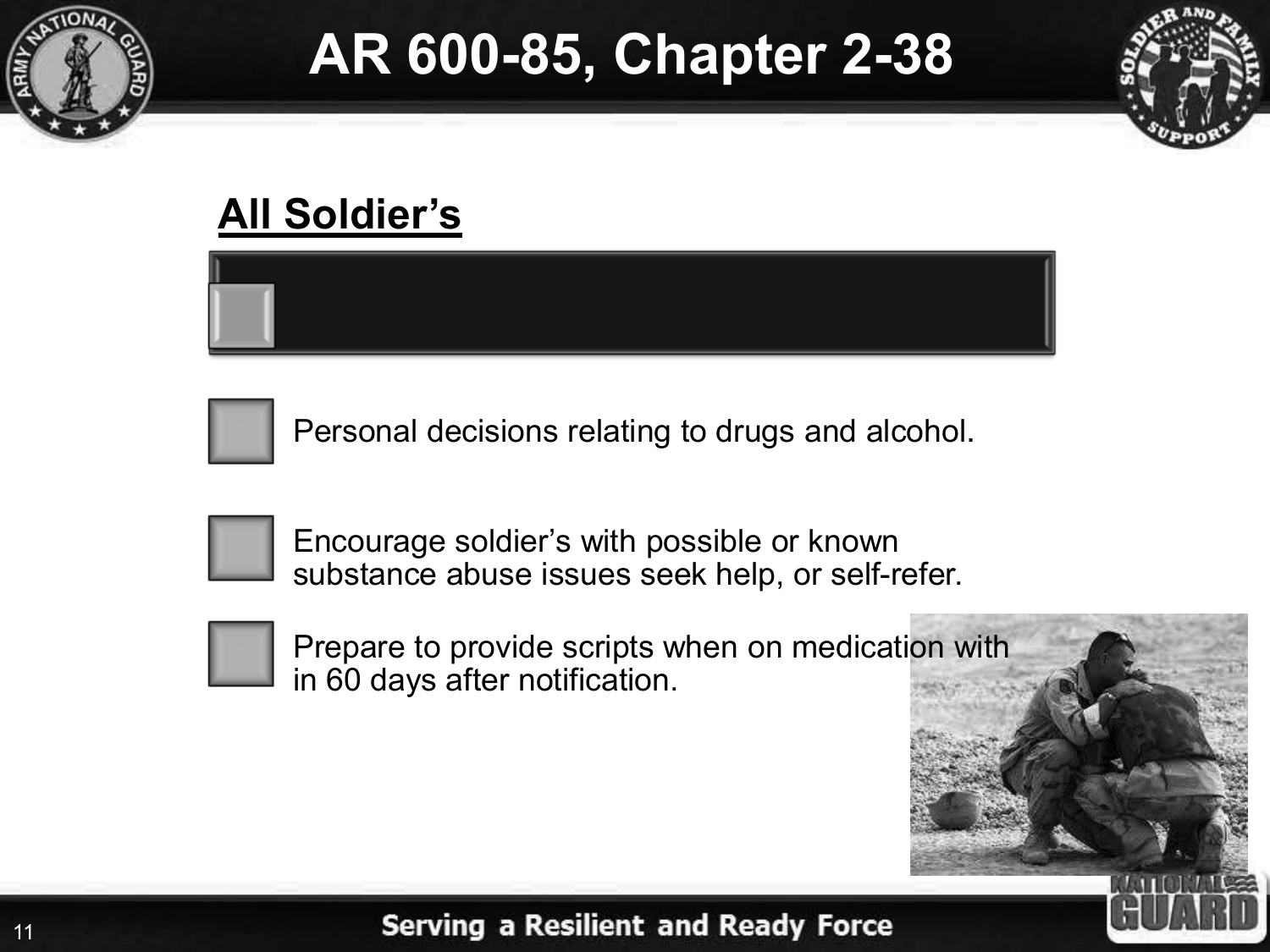# AR 600-85, Chapter 2-38

## All Soldier's

- Personal decisions relating to drugs and alcohol.
- Encourage soldier's with possible or known substance abuse issues seek help, or self-refer.
- Prepare to provide scripts when on medication with in 60 days after notification.

Serving a Resilient and Ready Force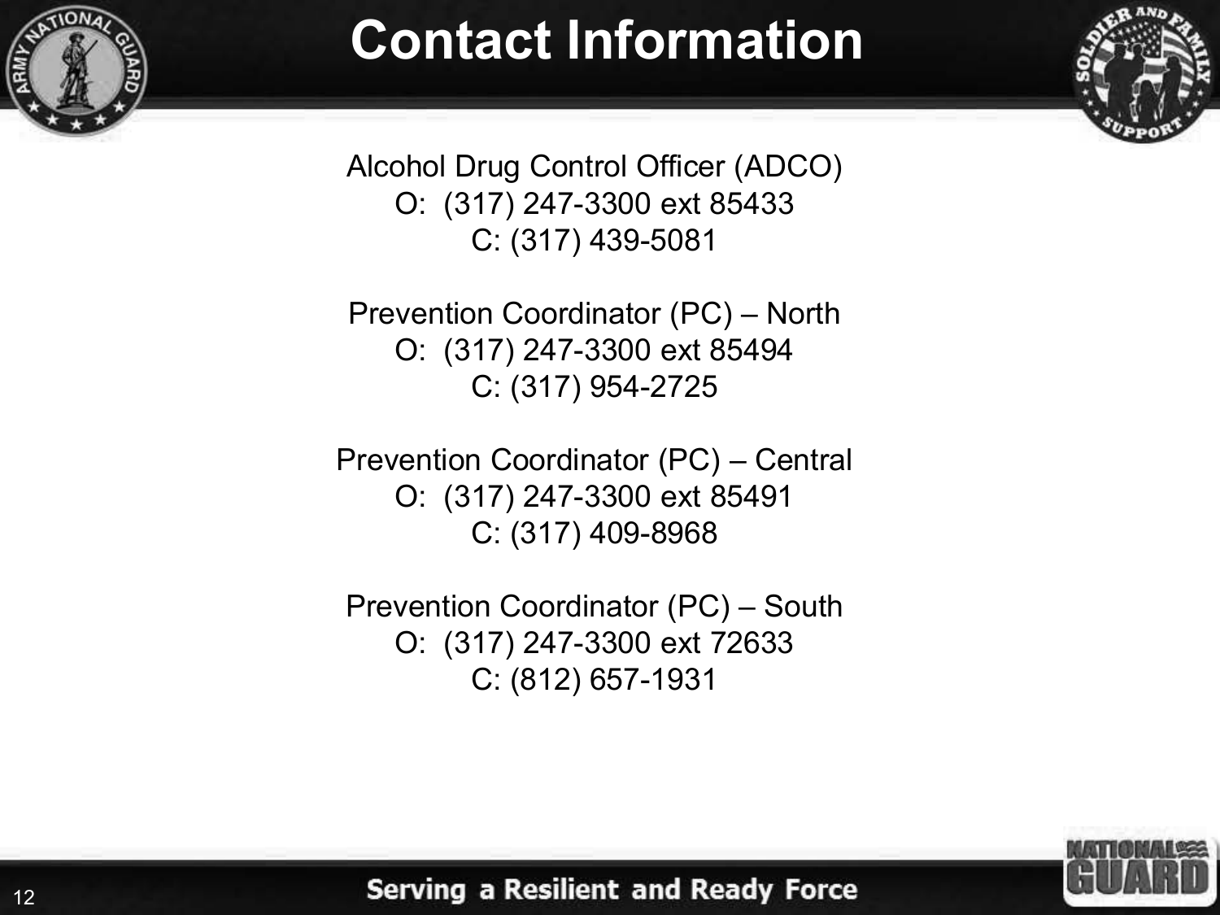# Contact Information

Alcohol Drug Control Officer (ADCO)
O: (317) 247-3300 ext 85433
C: (317) 439-5081

Prevention Coordinator (PC) – North
O: (317) 247-3300 ext 85494
C: (317) 954-2725

Prevention Coordinator (PC) – Central
O: (317) 247-3300 ext 85491
C: (317) 409-8968

Prevention Coordinator (PC) – South
O: (317) 247-3300 ext 72633
C: (812) 657-1931